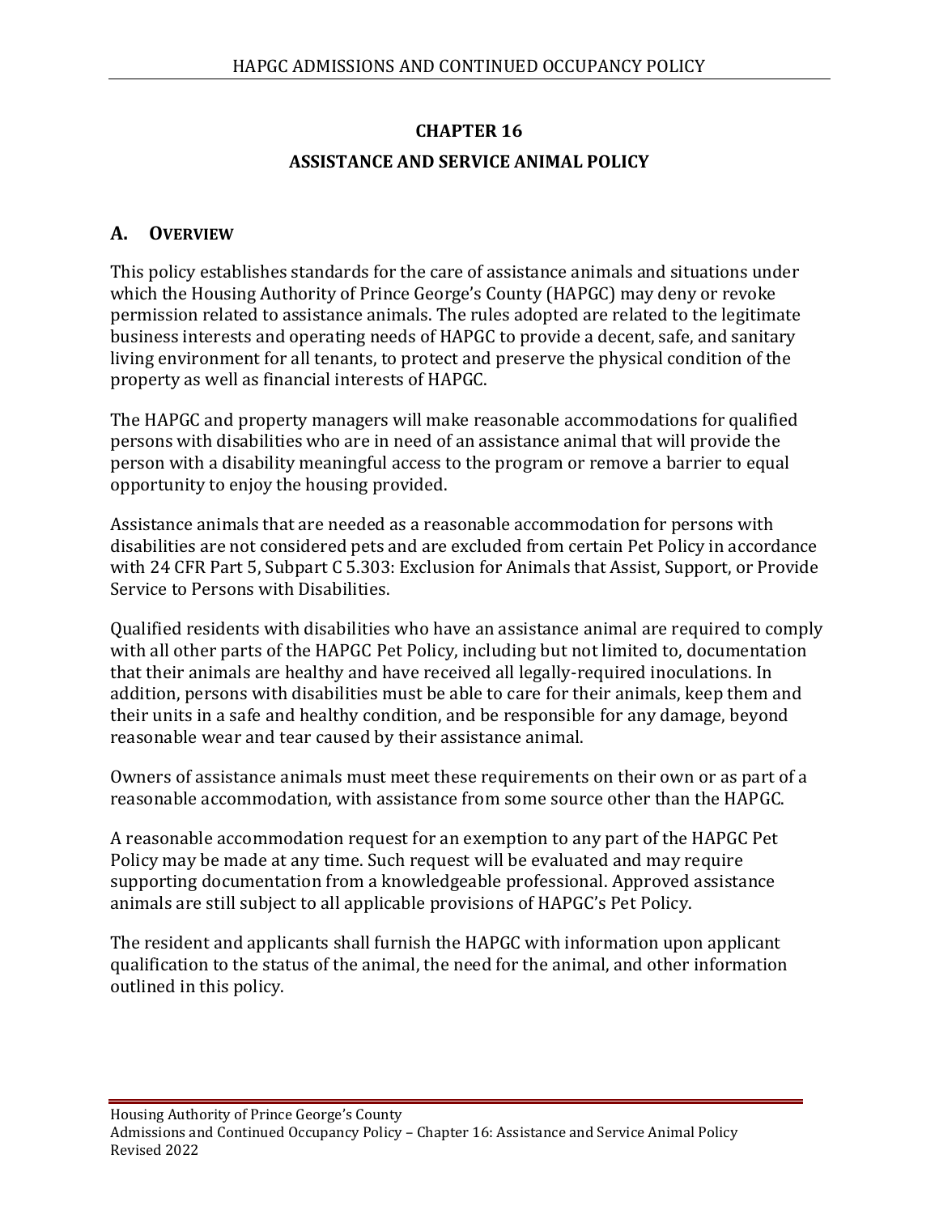# CHAPTER 16

# ASSISTANCE AND SERVICE ANIMAL POLICY

## A. OVERVIEW

This policy establishes standards for the care of assistance animals and situations under which the Housing Authority of Prince George's County (HAPGC) may deny or revoke permission related to assistance animals. The rules adopted are related to the legitimate business interests and operating needs of HAPGC to provide a decent, safe, and sanitary living environment for all tenants, to protect and preserve the physical condition of the property as well as financial interests of HAPGC.

The HAPGC and property managers will make reasonable accommodations for qualified persons with disabilities who are in need of an assistance animal that will provide the person with a disability meaningful access to the program or remove a barrier to equal opportunity to enjoy the housing provided.

Assistance animals that are needed as a reasonable accommodation for persons with disabilities are not considered pets and are excluded from certain Pet Policy in accordance with 24 CFR Part 5, Subpart C 5.303: Exclusion for Animals that Assist, Support, or Provide Service to Persons with Disabilities.

Qualified residents with disabilities who have an assistance animal are required to comply with all other parts of the HAPGC Pet Policy, including but not limited to, documentation that their animals are healthy and have received all legally-required inoculations. In addition, persons with disabilities must be able to care for their animals, keep them and their units in a safe and healthy condition, and be responsible for any damage, beyond reasonable wear and tear caused by their assistance animal.

Owners of assistance animals must meet these requirements on their own or as part of a reasonable accommodation, with assistance from some source other than the HAPGC.

A reasonable accommodation request for an exemption to any part of the HAPGC Pet Policy may be made at any time. Such request will be evaluated and may require supporting documentation from a knowledgeable professional. Approved assistance animals are still subject to all applicable provisions of HAPGC's Pet Policy.

The resident and applicants shall furnish the HAPGC with information upon applicant qualification to the status of the animal, the need for the animal, and other information outlined in this policy.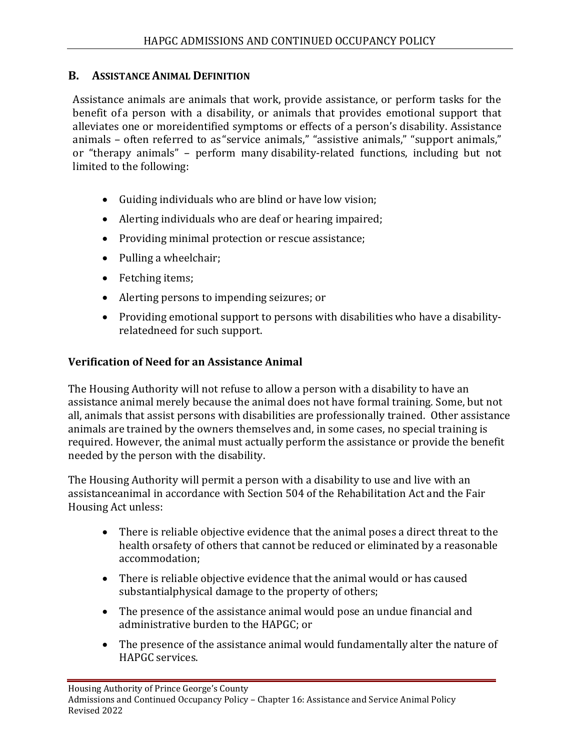## B. Assistance Animal Definition

Assistance animals are animals that work, provide assistance, or perform tasks for the benefit of a person with a disability, or animals that provides emotional support that alleviates one or moreidentified symptoms or effects of a person's disability. Assistance animals – often referred to as "service animals," "assistive animals," "support animals," or "therapy animals" – perform many disability-related functions, including but not limited to the following:

- Guiding individuals who are blind or have low vision;
- Alerting individuals who are deaf or hearing impaired;
- Providing minimal protection or rescue assistance;
- Pulling a wheelchair;
- Fetching items;
- Alerting persons to impending seizures; or
- Providing emotional support to persons with disabilities who have a disability-relatedneed for such support.

### Verification of Need for an Assistance Animal

The Housing Authority will not refuse to allow a person with a disability to have an assistance animal merely because the animal does not have formal training. Some, but not all, animals that assist persons with disabilities are professionally trained. Other assistance animals are trained by the owners themselves and, in some cases, no special training is required. However, the animal must actually perform the assistance or provide the benefit needed by the person with the disability.

The Housing Authority will permit a person with a disability to use and live with an assistanceanimal in accordance with Section 504 of the Rehabilitation Act and the Fair Housing Act unless:

- There is reliable objective evidence that the animal poses a direct threat to the health orsafety of others that cannot be reduced or eliminated by a reasonable accommodation;
- There is reliable objective evidence that the animal would or has caused substantialphysical damage to the property of others;
- The presence of the assistance animal would pose an undue financial and administrative burden to the HAPGC; or
- The presence of the assistance animal would fundamentally alter the nature of HAPGC services.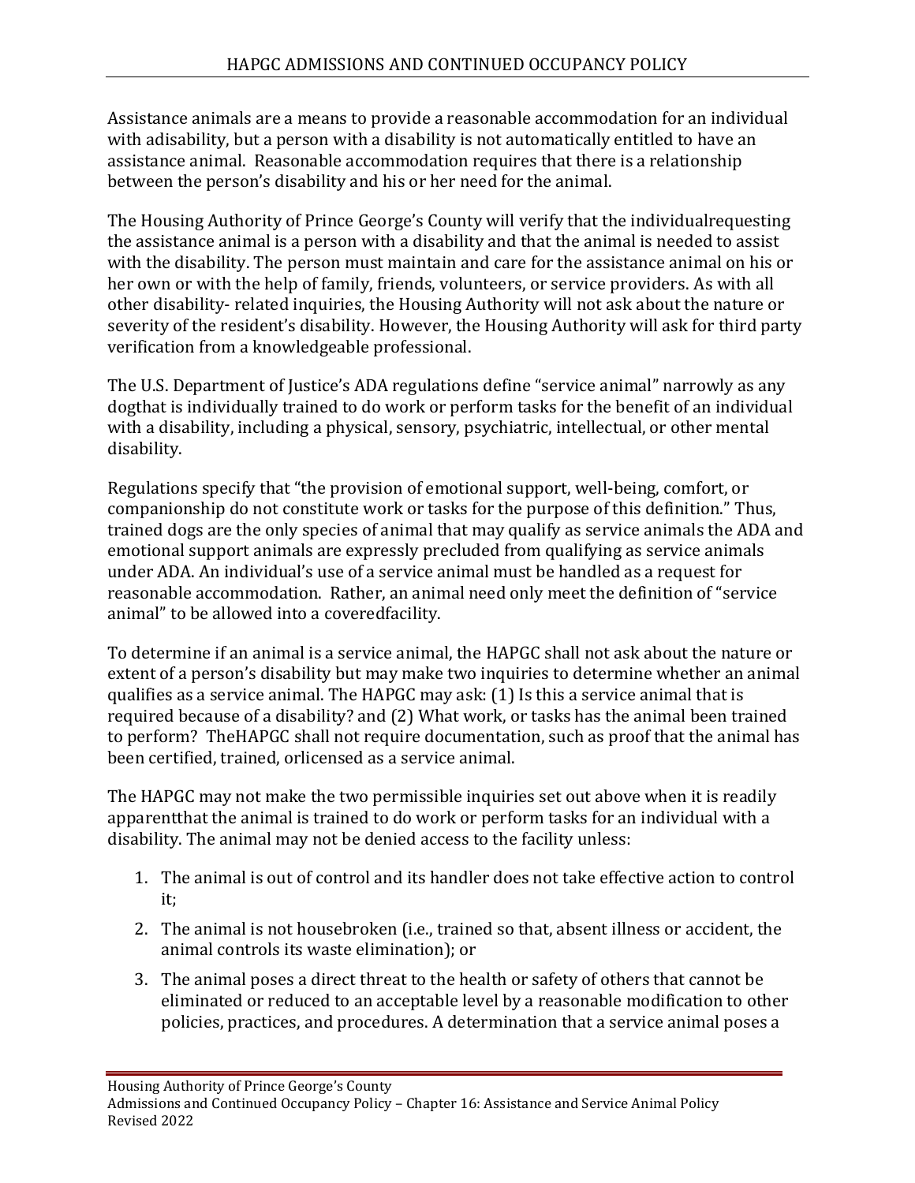Assistance animals are a means to provide a reasonable accommodation for an individual with adisability, but a person with a disability is not automatically entitled to have an assistance animal. Reasonable accommodation requires that there is a relationship between the person's disability and his or her need for the animal.

The Housing Authority of Prince George's County will verify that the individualrequesting the assistance animal is a person with a disability and that the animal is needed to assist with the disability. The person must maintain and care for the assistance animal on his or her own or with the help of family, friends, volunteers, or service providers. As with all other disability- related inquiries, the Housing Authority will not ask about the nature or severity of the resident's disability. However, the Housing Authority will ask for third party verification from a knowledgeable professional.

The U.S. Department of Justice's ADA regulations define "service animal" narrowly as any dogthat is individually trained to do work or perform tasks for the benefit of an individual with a disability, including a physical, sensory, psychiatric, intellectual, or other mental disability.

Regulations specify that "the provision of emotional support, well-being, comfort, or companionship do not constitute work or tasks for the purpose of this definition." Thus, trained dogs are the only species of animal that may qualify as service animals the ADA and emotional support animals are expressly precluded from qualifying as service animals under ADA. An individual's use of a service animal must be handled as a request for reasonable accommodation. Rather, an animal need only meet the definition of "service animal" to be allowed into a coveredfacility.

To determine if an animal is a service animal, the HAPGC shall not ask about the nature or extent of a person's disability but may make two inquiries to determine whether an animal qualifies as a service animal. The HAPGC may ask: (1) Is this a service animal that is required because of a disability? and (2) What work, or tasks has the animal been trained to perform? TheHAPGC shall not require documentation, such as proof that the animal has been certified, trained, orlicensed as a service animal.

The HAPGC may not make the two permissible inquiries set out above when it is readily apparentthat the animal is trained to do work or perform tasks for an individual with a disability. The animal may not be denied access to the facility unless:

1. The animal is out of control and its handler does not take effective action to control it;
2. The animal is not housebroken (i.e., trained so that, absent illness or accident, the animal controls its waste elimination); or
3. The animal poses a direct threat to the health or safety of others that cannot be eliminated or reduced to an acceptable level by a reasonable modification to other policies, practices, and procedures. A determination that a service animal poses a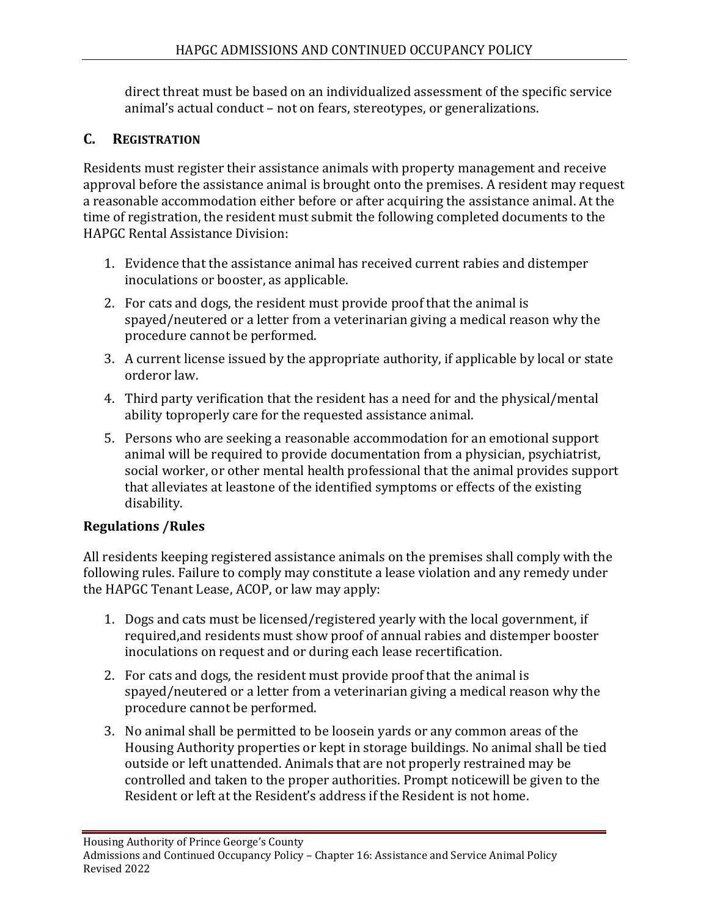direct threat must be based on an individualized assessment of the specific service animal's actual conduct – not on fears, stereotypes, or generalizations.

## C. Registration

Residents must register their assistance animals with property management and receive approval before the assistance animal is brought onto the premises. A resident may request a reasonable accommodation either before or after acquiring the assistance animal. At the time of registration, the resident must submit the following completed documents to the HAPGC Rental Assistance Division:

1. Evidence that the assistance animal has received current rabies and distemper inoculations or booster, as applicable.
2. For cats and dogs, the resident must provide proof that the animal is spayed/neutered or a letter from a veterinarian giving a medical reason why the procedure cannot be performed.
3. A current license issued by the appropriate authority, if applicable by local or state orderor law.
4. Third party verification that the resident has a need for and the physical/mental ability toproperly care for the requested assistance animal.
5. Persons who are seeking a reasonable accommodation for an emotional support animal will be required to provide documentation from a physician, psychiatrist, social worker, or other mental health professional that the animal provides support that alleviates at leastone of the identified symptoms or effects of the existing disability.

### Regulations /Rules

All residents keeping registered assistance animals on the premises shall comply with the following rules. Failure to comply may constitute a lease violation and any remedy under the HAPGC Tenant Lease, ACOP, or law may apply:

1. Dogs and cats must be licensed/registered yearly with the local government, if required,and residents must show proof of annual rabies and distemper booster inoculations on request and or during each lease recertification.
2. For cats and dogs, the resident must provide proof that the animal is spayed/neutered or a letter from a veterinarian giving a medical reason why the procedure cannot be performed.
3. No animal shall be permitted to be loosein yards or any common areas of the Housing Authority properties or kept in storage buildings. No animal shall be tied outside or left unattended. Animals that are not properly restrained may be controlled and taken to the proper authorities. Prompt noticewill be given to the Resident or left at the Resident's address if the Resident is not home.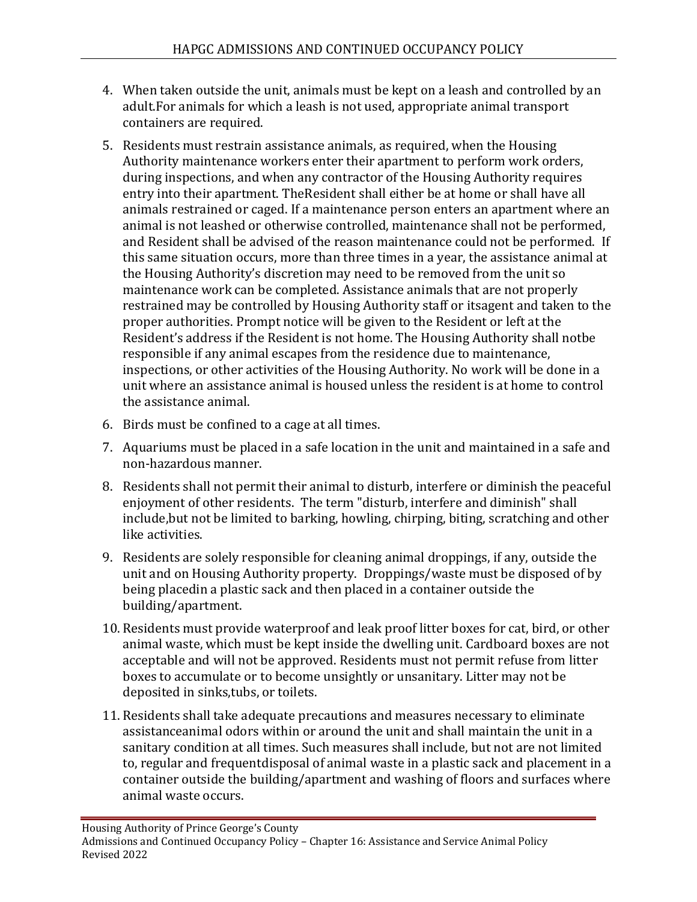4. When taken outside the unit, animals must be kept on a leash and controlled by an adult.For animals for which a leash is not used, appropriate animal transport containers are required.

5. Residents must restrain assistance animals, as required, when the Housing Authority maintenance workers enter their apartment to perform work orders, during inspections, and when any contractor of the Housing Authority requires entry into their apartment. TheResident shall either be at home or shall have all animals restrained or caged. If a maintenance person enters an apartment where an animal is not leashed or otherwise controlled, maintenance shall not be performed, and Resident shall be advised of the reason maintenance could not be performed. If this same situation occurs, more than three times in a year, the assistance animal at the Housing Authority's discretion may need to be removed from the unit so maintenance work can be completed. Assistance animals that are not properly restrained may be controlled by Housing Authority staff or itsagent and taken to the proper authorities. Prompt notice will be given to the Resident or left at the Resident's address if the Resident is not home. The Housing Authority shall notbe responsible if any animal escapes from the residence due to maintenance, inspections, or other activities of the Housing Authority. No work will be done in a unit where an assistance animal is housed unless the resident is at home to control the assistance animal.

6. Birds must be confined to a cage at all times.

7. Aquariums must be placed in a safe location in the unit and maintained in a safe and non-hazardous manner.

8. Residents shall not permit their animal to disturb, interfere or diminish the peaceful enjoyment of other residents. The term "disturb, interfere and diminish" shall include,but not be limited to barking, howling, chirping, biting, scratching and other like activities.

9. Residents are solely responsible for cleaning animal droppings, if any, outside the unit and on Housing Authority property. Droppings/waste must be disposed of by being placedin a plastic sack and then placed in a container outside the building/apartment.

10. Residents must provide waterproof and leak proof litter boxes for cat, bird, or other animal waste, which must be kept inside the dwelling unit. Cardboard boxes are not acceptable and will not be approved. Residents must not permit refuse from litter boxes to accumulate or to become unsightly or unsanitary. Litter may not be deposited in sinks,tubs, or toilets.

11. Residents shall take adequate precautions and measures necessary to eliminate assistanceanimal odors within or around the unit and shall maintain the unit in a sanitary condition at all times. Such measures shall include, but not are not limited to, regular and frequentdisposal of animal waste in a plastic sack and placement in a container outside the building/apartment and washing of floors and surfaces where animal waste occurs.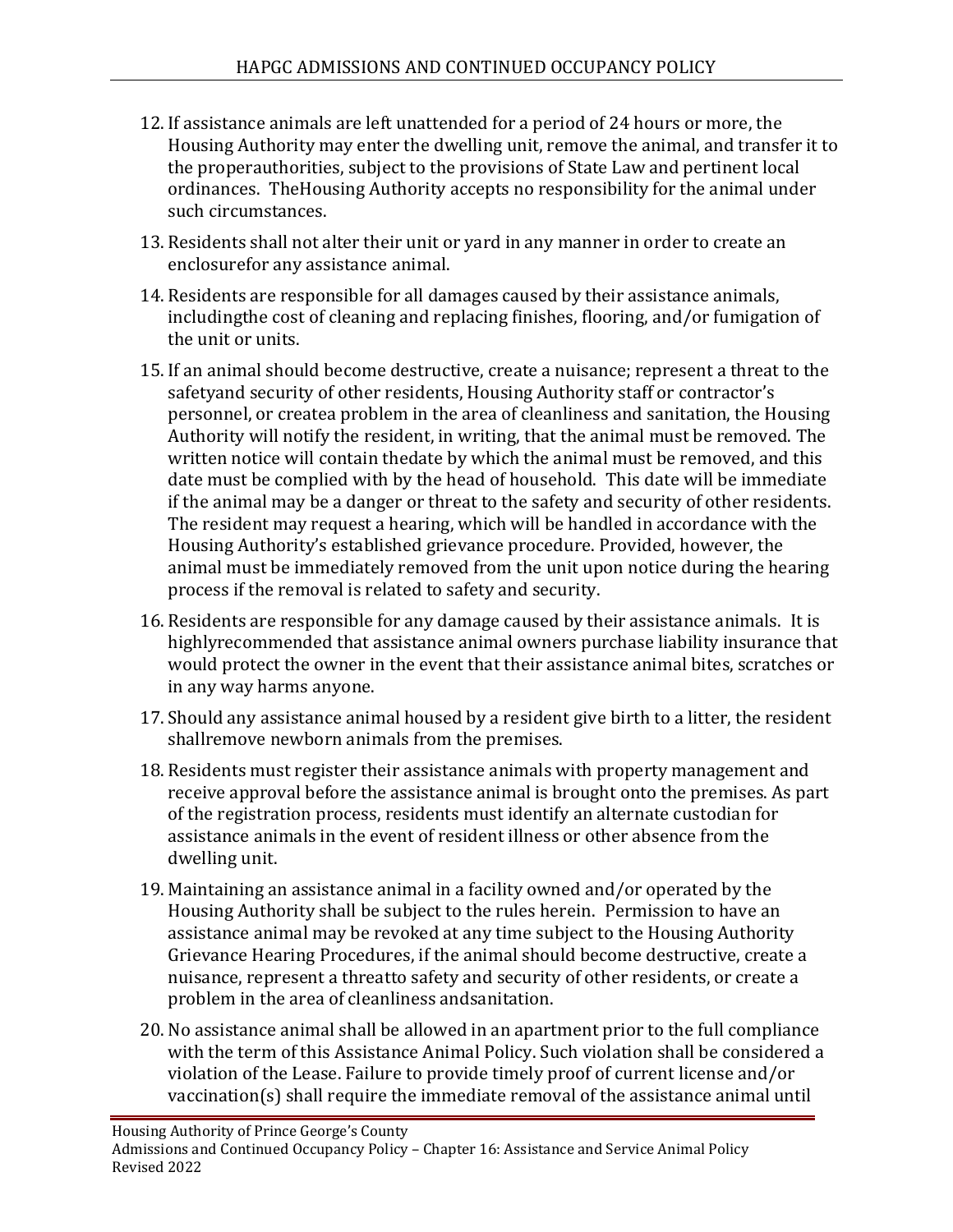12. If assistance animals are left unattended for a period of 24 hours or more, the Housing Authority may enter the dwelling unit, remove the animal, and transfer it to the properauthorities, subject to the provisions of State Law and pertinent local ordinances. TheHousing Authority accepts no responsibility for the animal under such circumstances.

13. Residents shall not alter their unit or yard in any manner in order to create an enclosurefor any assistance animal.

14. Residents are responsible for all damages caused by their assistance animals, includingthe cost of cleaning and replacing finishes, flooring, and/or fumigation of the unit or units.

15. If an animal should become destructive, create a nuisance; represent a threat to the safetyand security of other residents, Housing Authority staff or contractor's personnel, or createa problem in the area of cleanliness and sanitation, the Housing Authority will notify the resident, in writing, that the animal must be removed. The written notice will contain thedate by which the animal must be removed, and this date must be complied with by the head of household. This date will be immediate if the animal may be a danger or threat to the safety and security of other residents. The resident may request a hearing, which will be handled in accordance with the Housing Authority's established grievance procedure. Provided, however, the animal must be immediately removed from the unit upon notice during the hearing process if the removal is related to safety and security.

16. Residents are responsible for any damage caused by their assistance animals. It is highlyrecommended that assistance animal owners purchase liability insurance that would protect the owner in the event that their assistance animal bites, scratches or in any way harms anyone.

17. Should any assistance animal housed by a resident give birth to a litter, the resident shallremove newborn animals from the premises.

18. Residents must register their assistance animals with property management and receive approval before the assistance animal is brought onto the premises. As part of the registration process, residents must identify an alternate custodian for assistance animals in the event of resident illness or other absence from the dwelling unit.

19. Maintaining an assistance animal in a facility owned and/or operated by the Housing Authority shall be subject to the rules herein. Permission to have an assistance animal may be revoked at any time subject to the Housing Authority Grievance Hearing Procedures, if the animal should become destructive, create a nuisance, represent a threatto safety and security of other residents, or create a problem in the area of cleanliness andsanitation.

20. No assistance animal shall be allowed in an apartment prior to the full compliance with the term of this Assistance Animal Policy. Such violation shall be considered a violation of the Lease. Failure to provide timely proof of current license and/or vaccination(s) shall require the immediate removal of the assistance animal until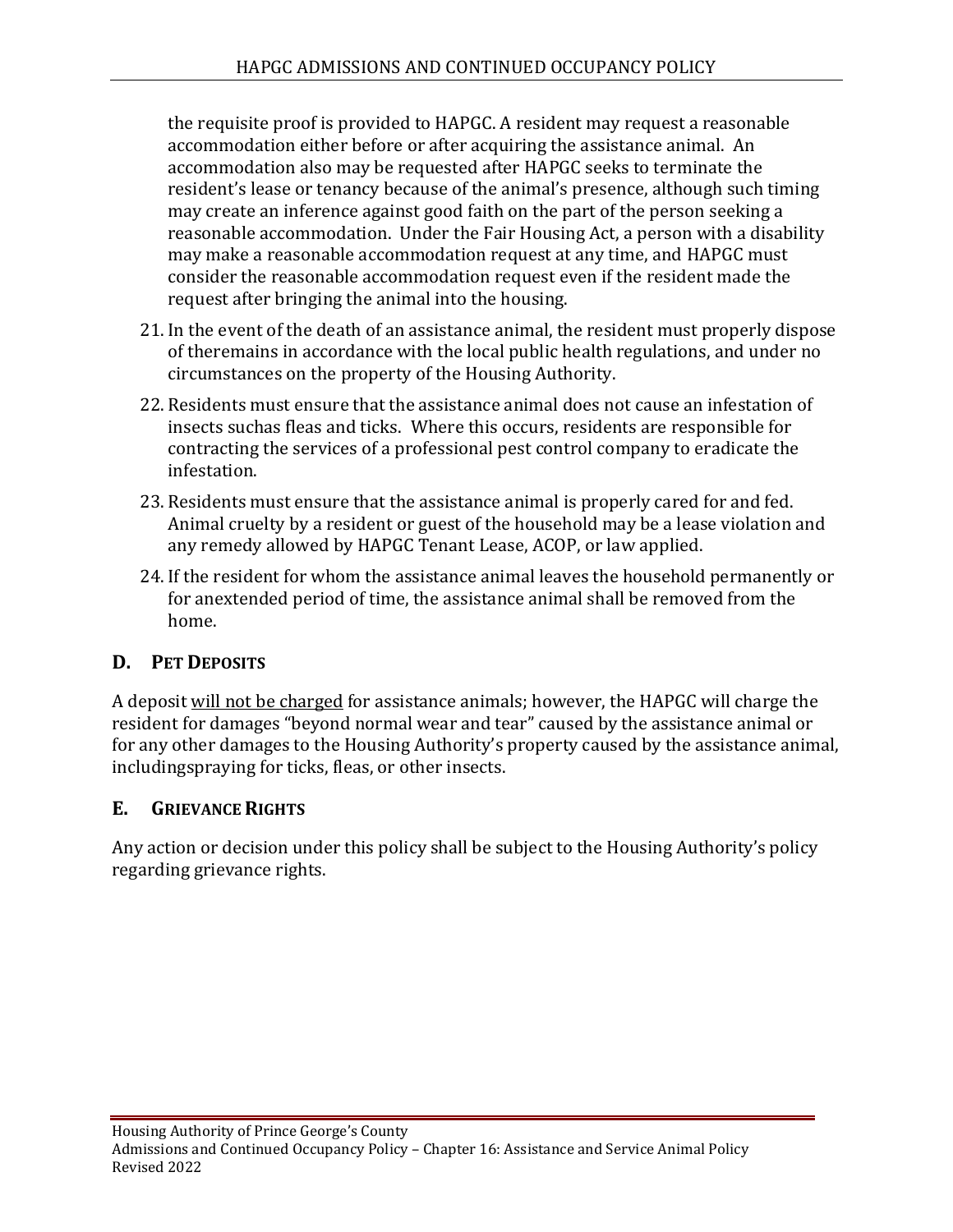the requisite proof is provided to HAPGC. A resident may request a reasonable accommodation either before or after acquiring the assistance animal. An accommodation also may be requested after HAPGC seeks to terminate the resident's lease or tenancy because of the animal's presence, although such timing may create an inference against good faith on the part of the person seeking a reasonable accommodation. Under the Fair Housing Act, a person with a disability may make a reasonable accommodation request at any time, and HAPGC must consider the reasonable accommodation request even if the resident made the request after bringing the animal into the housing.

21. In the event of the death of an assistance animal, the resident must properly dispose of theremains in accordance with the local public health regulations, and under no circumstances on the property of the Housing Authority.
22. Residents must ensure that the assistance animal does not cause an infestation of insects suchas fleas and ticks. Where this occurs, residents are responsible for contracting the services of a professional pest control company to eradicate the infestation.
23. Residents must ensure that the assistance animal is properly cared for and fed. Animal cruelty by a resident or guest of the household may be a lease violation and any remedy allowed by HAPGC Tenant Lease, ACOP, or law applied.
24. If the resident for whom the assistance animal leaves the household permanently or for anextended period of time, the assistance animal shall be removed from the home.

## D. Pet Deposits

A deposit <u>will not be charged</u> for assistance animals; however, the HAPGC will charge the resident for damages "beyond normal wear and tear" caused by the assistance animal or for any other damages to the Housing Authority's property caused by the assistance animal, includingspraying for ticks, fleas, or other insects.

## E. Grievance Rights

Any action or decision under this policy shall be subject to the Housing Authority's policy regarding grievance rights.